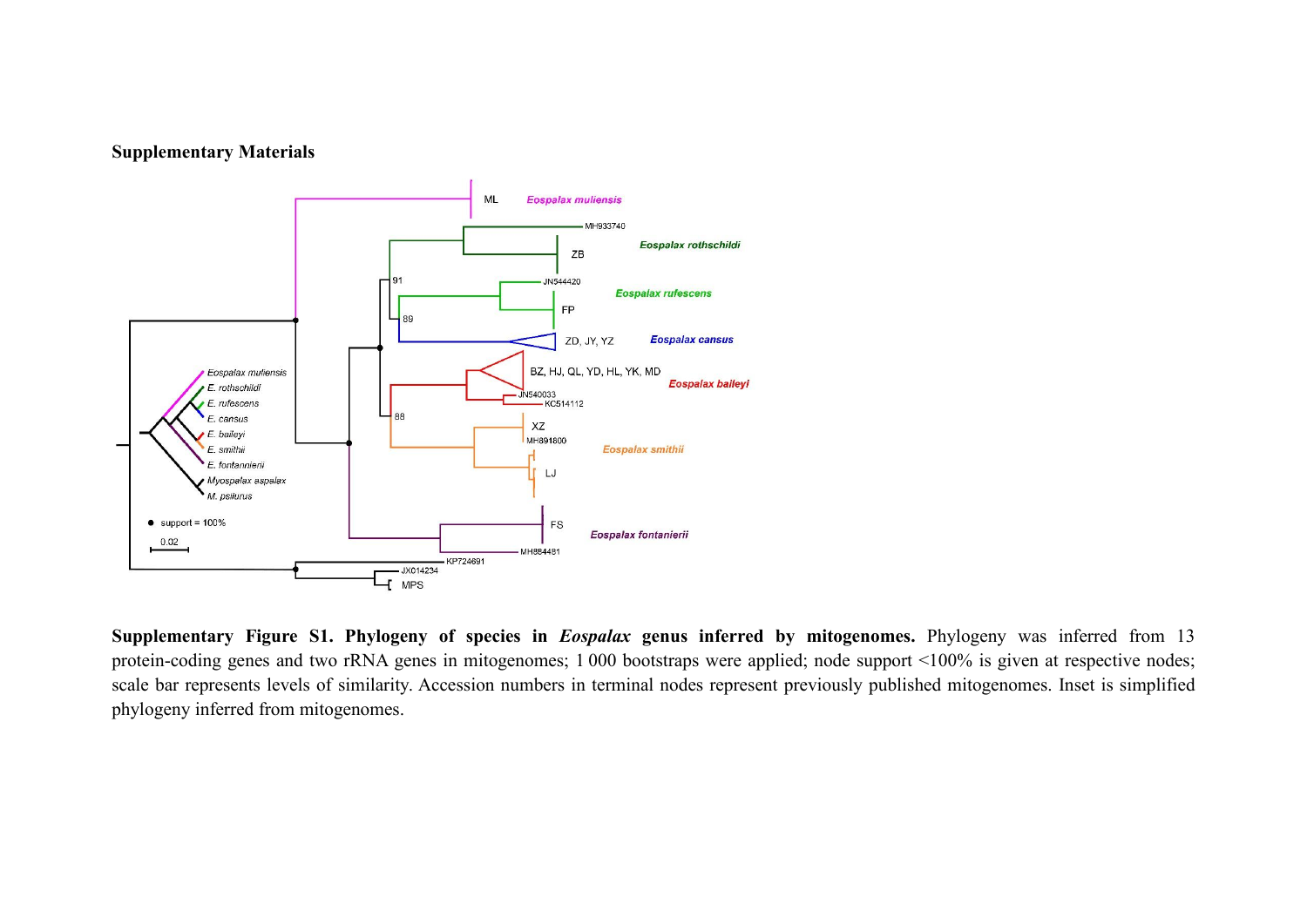**Supplementary Materials**

**Supplementary Figure S1. Phylogeny of species in *Eospalax* genus inferred by mitogenomes.** Phylogeny was inferred from 13 protein-coding genes and two rRNA genes in mitogenomes; 1 000 bootstraps were applied; node support <100% is given at respective nodes; scale bar represents levels of similarity. Accession numbers in terminal nodes represent previously published mitogenomes. Inset is simplified phylogeny inferred from mitogenomes.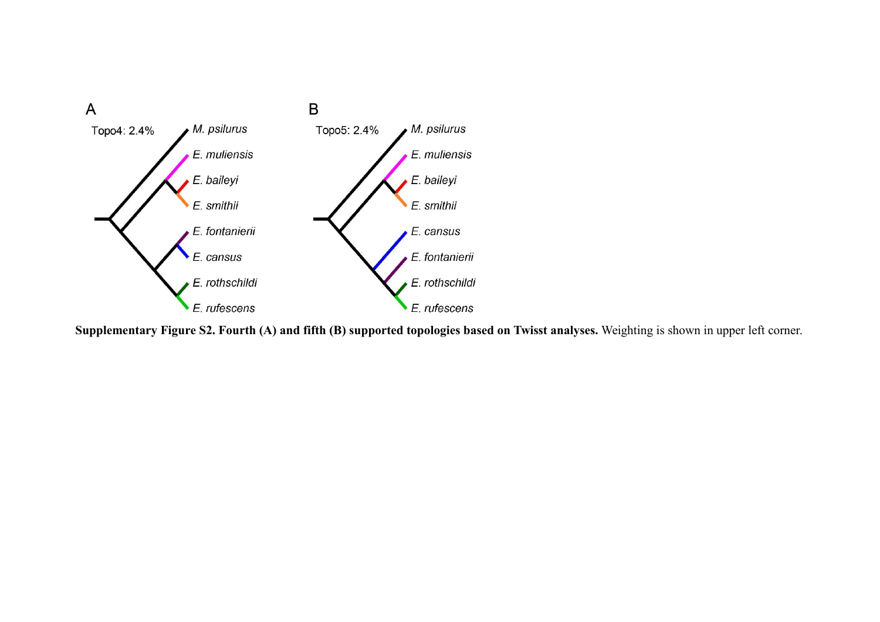**Supplementary Figure S2. Fourth (A) and fifth (B) supported topologies based on Twisst analyses.** Weighting is shown in upper left corner.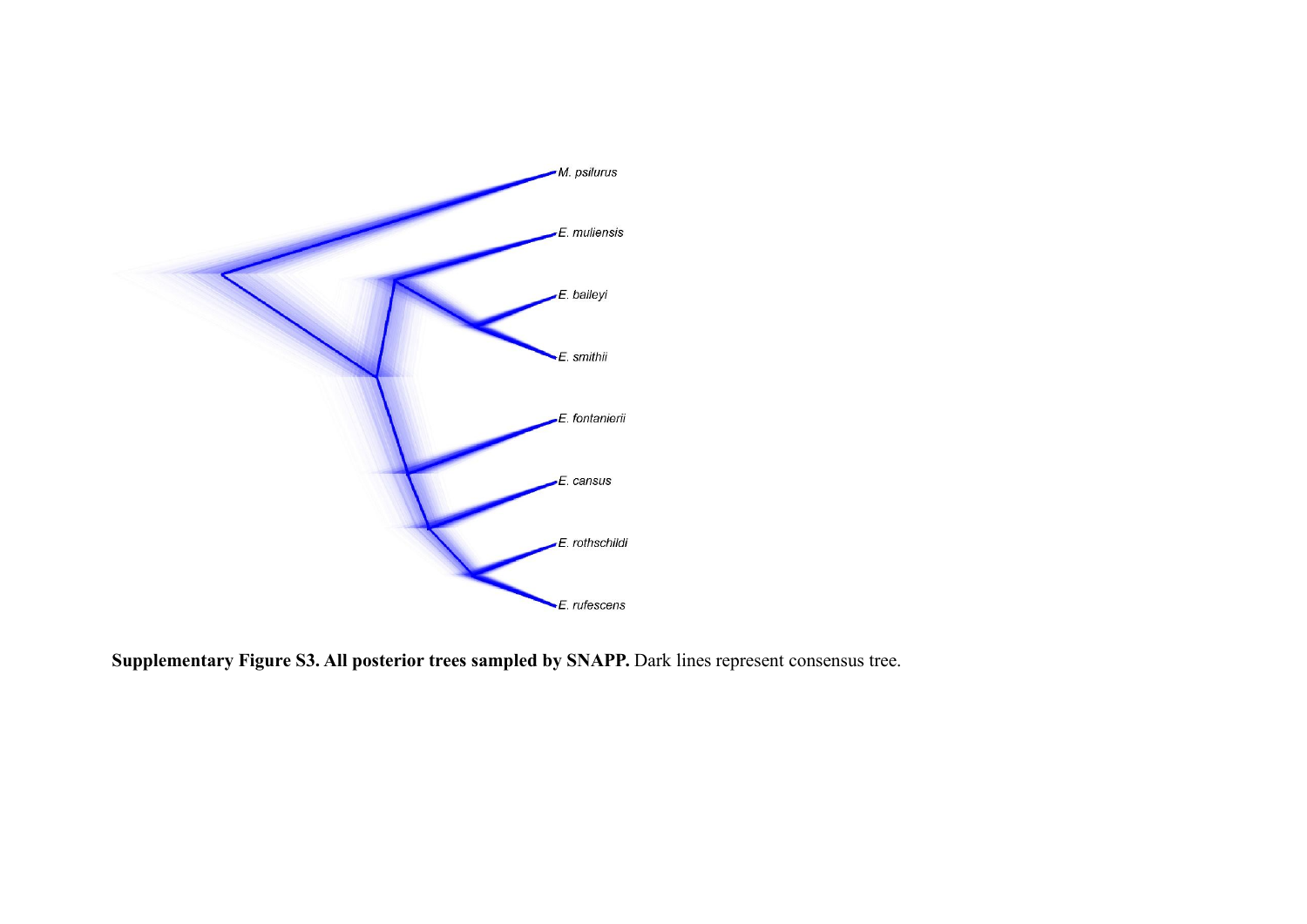**Supplementary Figure S3. All posterior trees sampled by SNAPP.** Dark lines represent consensus tree.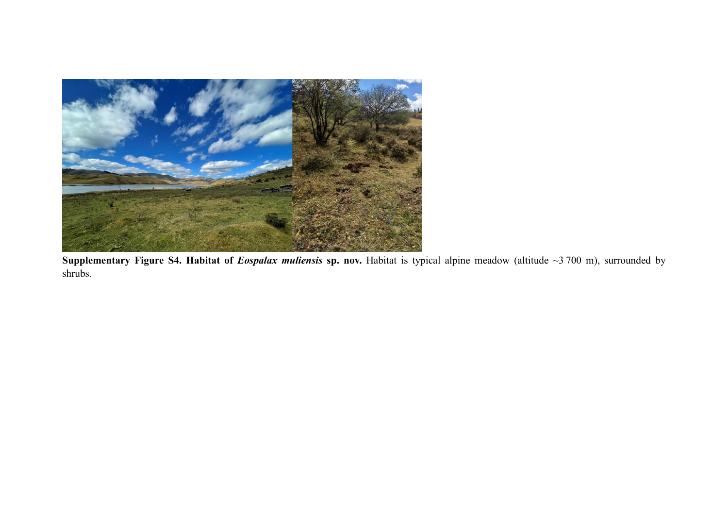**Supplementary Figure S4. Habitat of *Eospalax muliensis* sp. nov.** Habitat is typical alpine meadow (altitude ~3 700 m), surrounded by shrubs.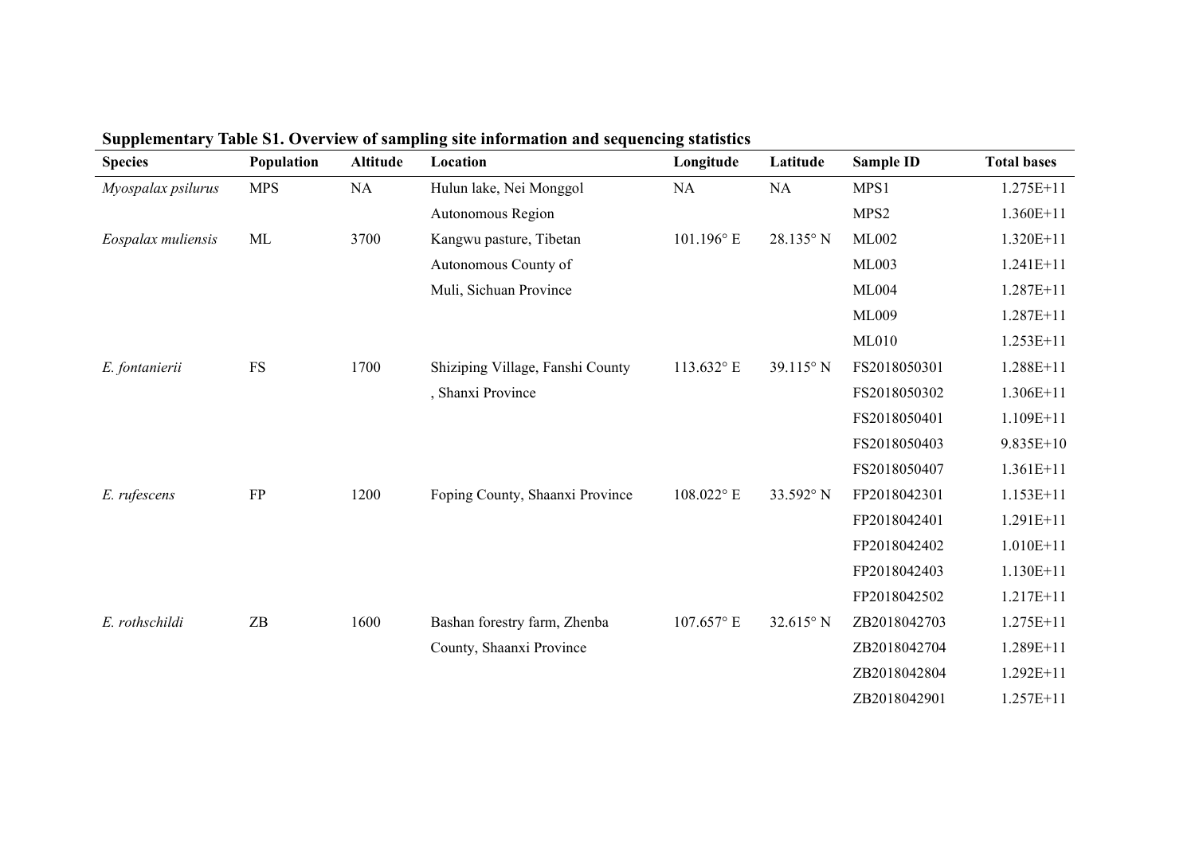**Supplementary Table S1. Overview of sampling site information and sequencing statistics**

| Species | Population | Altitude | Location | Longitude | Latitude | Sample ID | Total bases |
|---|---|---|---|---|---|---|---|
| *Myospalax psilurus* | MPS | NA | Hulun lake, Nei Monggol Autonomous Region | NA | NA | MPS1 | 1.275E+11 |
| | | | | | | MPS2 | 1.360E+11 |
| *Eospalax muliensis* | ML | 3700 | Kangwu pasture, Tibetan Autonomous County of Muli, Sichuan Province | 101.196° E | 28.135° N | ML002 | 1.320E+11 |
| | | | | | | ML003 | 1.241E+11 |
| | | | | | | ML004 | 1.287E+11 |
| | | | | | | ML009 | 1.287E+11 |
| | | | | | | ML010 | 1.253E+11 |
| *E. fontanierii* | FS | 1700 | Shiziping Village, Fanshi County , Shanxi Province | 113.632° E | 39.115° N | FS2018050301 | 1.288E+11 |
| | | | | | | FS2018050302 | 1.306E+11 |
| | | | | | | FS2018050401 | 1.109E+11 |
| | | | | | | FS2018050403 | 9.835E+10 |
| | | | | | | FS2018050407 | 1.361E+11 |
| *E. rufescens* | FP | 1200 | Foping County, Shaanxi Province | 108.022° E | 33.592° N | FP2018042301 | 1.153E+11 |
| | | | | | | FP2018042401 | 1.291E+11 |
| | | | | | | FP2018042402 | 1.010E+11 |
| | | | | | | FP2018042403 | 1.130E+11 |
| | | | | | | FP2018042502 | 1.217E+11 |
| *E. rothschildi* | ZB | 1600 | Bashan forestry farm, Zhenba County, Shaanxi Province | 107.657° E | 32.615° N | ZB2018042703 | 1.275E+11 |
| | | | | | | ZB2018042704 | 1.289E+11 |
| | | | | | | ZB2018042804 | 1.292E+11 |
| | | | | | | ZB2018042901 | 1.257E+11 |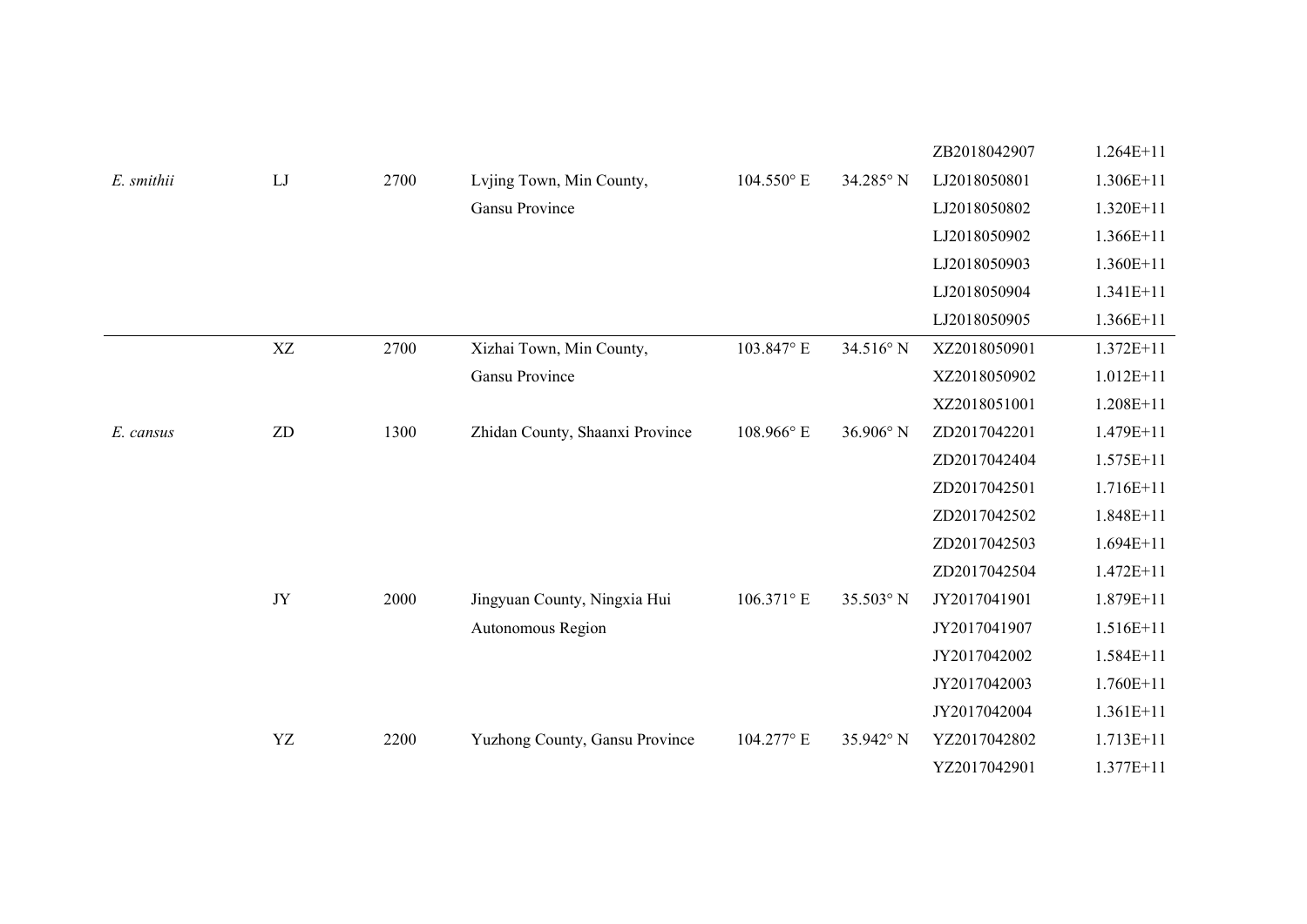| | | | | | | ZB2018042907 | 1.264E+11 |
|---|---|---|---|---|---|---|---|
| *E. smithii* | LJ | 2700 | Lvjing Town, Min County, Gansu Province | 104.550° E | 34.285° N | LJ2018050801 | 1.306E+11 |
| | | | | | | LJ2018050802 | 1.320E+11 |
| | | | | | | LJ2018050902 | 1.366E+11 |
| | | | | | | LJ2018050903 | 1.360E+11 |
| | | | | | | LJ2018050904 | 1.341E+11 |
| | | | | | | LJ2018050905 | 1.366E+11 |
| *E. cansus* | XZ | 2700 | Xizhai Town, Min County, Gansu Province | 103.847° E | 34.516° N | XZ2018050901 | 1.372E+11 |
| | | | | | | XZ2018050902 | 1.012E+11 |
| | | | | | | XZ2018051001 | 1.208E+11 |
| | ZD | 1300 | Zhidan County, Shaanxi Province | 108.966° E | 36.906° N | ZD2017042201 | 1.479E+11 |
| | | | | | | ZD2017042404 | 1.575E+11 |
| | | | | | | ZD2017042501 | 1.716E+11 |
| | | | | | | ZD2017042502 | 1.848E+11 |
| | | | | | | ZD2017042503 | 1.694E+11 |
| | | | | | | ZD2017042504 | 1.472E+11 |
| | JY | 2000 | Jingyuan County, Ningxia Hui Autonomous Region | 106.371° E | 35.503° N | JY2017041901 | 1.879E+11 |
| | | | | | | JY2017041907 | 1.516E+11 |
| | | | | | | JY2017042002 | 1.584E+11 |
| | | | | | | JY2017042003 | 1.760E+11 |
| | | | | | | JY2017042004 | 1.361E+11 |
| | YZ | 2200 | Yuzhong County, Gansu Province | 104.277° E | 35.942° N | YZ2017042802 | 1.713E+11 |
| | | | | | | YZ2017042901 | 1.377E+11 |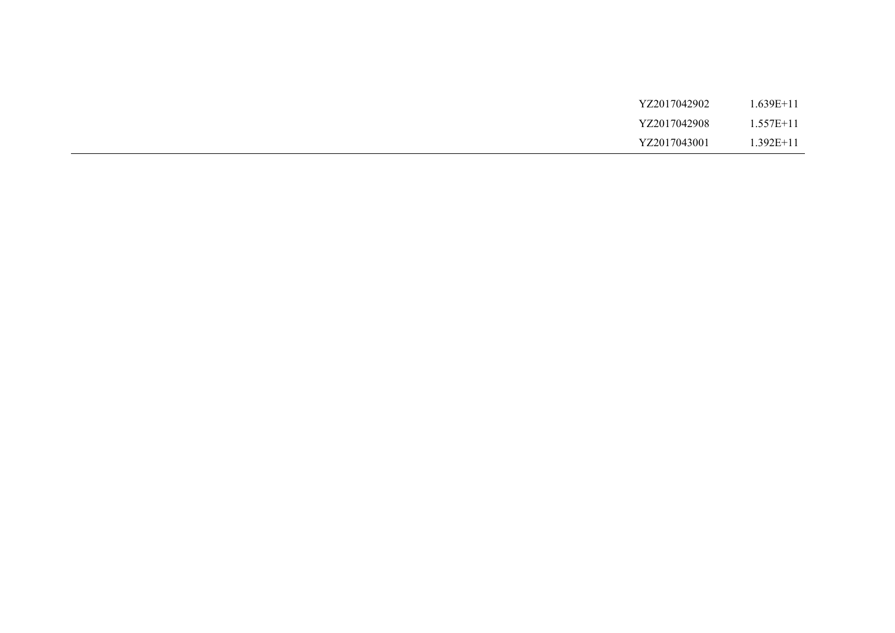| | |
|---|---|
| YZ2017042902 | 1.639E+11 |
| YZ2017042908 | 1.557E+11 |
| YZ2017043001 | 1.392E+11 |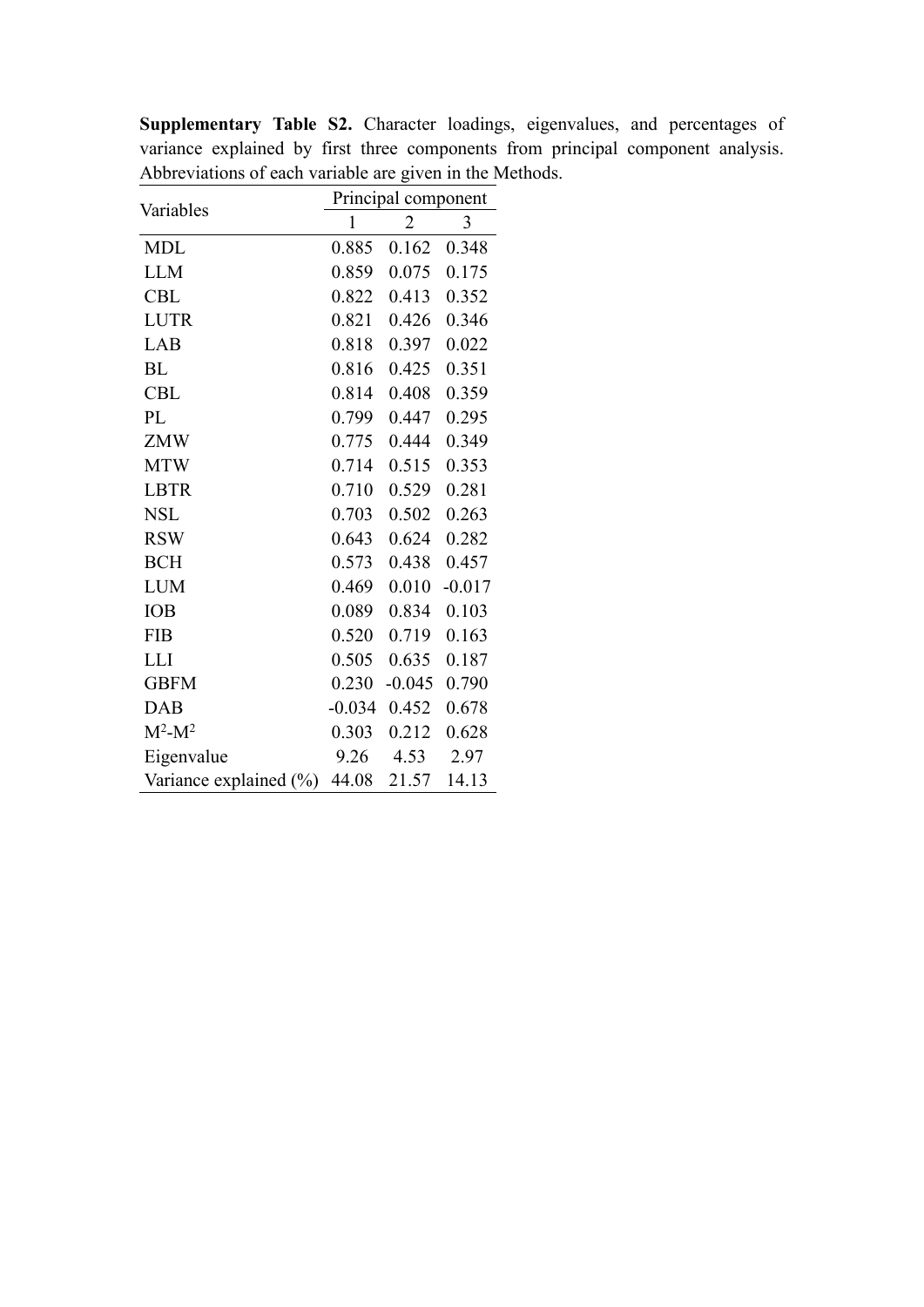**Supplementary Table S2.** Character loadings, eigenvalues, and percentages of variance explained by first three components from principal component analysis. Abbreviations of each variable are given in the Methods.

| Variables | Principal component | | |
|---|---|---|---|
| | 1 | 2 | 3 |
| MDL | 0.885 | 0.162 | 0.348 |
| LLM | 0.859 | 0.075 | 0.175 |
| CBL | 0.822 | 0.413 | 0.352 |
| LUTR | 0.821 | 0.426 | 0.346 |
| LAB | 0.818 | 0.397 | 0.022 |
| BL | 0.816 | 0.425 | 0.351 |
| CBL | 0.814 | 0.408 | 0.359 |
| PL | 0.799 | 0.447 | 0.295 |
| ZMW | 0.775 | 0.444 | 0.349 |
| MTW | 0.714 | 0.515 | 0.353 |
| LBTR | 0.710 | 0.529 | 0.281 |
| NSL | 0.703 | 0.502 | 0.263 |
| RSW | 0.643 | 0.624 | 0.282 |
| BCH | 0.573 | 0.438 | 0.457 |
| LUM | 0.469 | 0.010 | -0.017 |
| IOB | 0.089 | 0.834 | 0.103 |
| FIB | 0.520 | 0.719 | 0.163 |
| LLI | 0.505 | 0.635 | 0.187 |
| GBFM | 0.230 | -0.045 | 0.790 |
| DAB | -0.034 | 0.452 | 0.678 |
| $M^2$-$M^2$ | 0.303 | 0.212 | 0.628 |
| Eigenvalue | 9.26 | 4.53 | 2.97 |
| Variance explained (%) | 44.08 | 21.57 | 14.13 |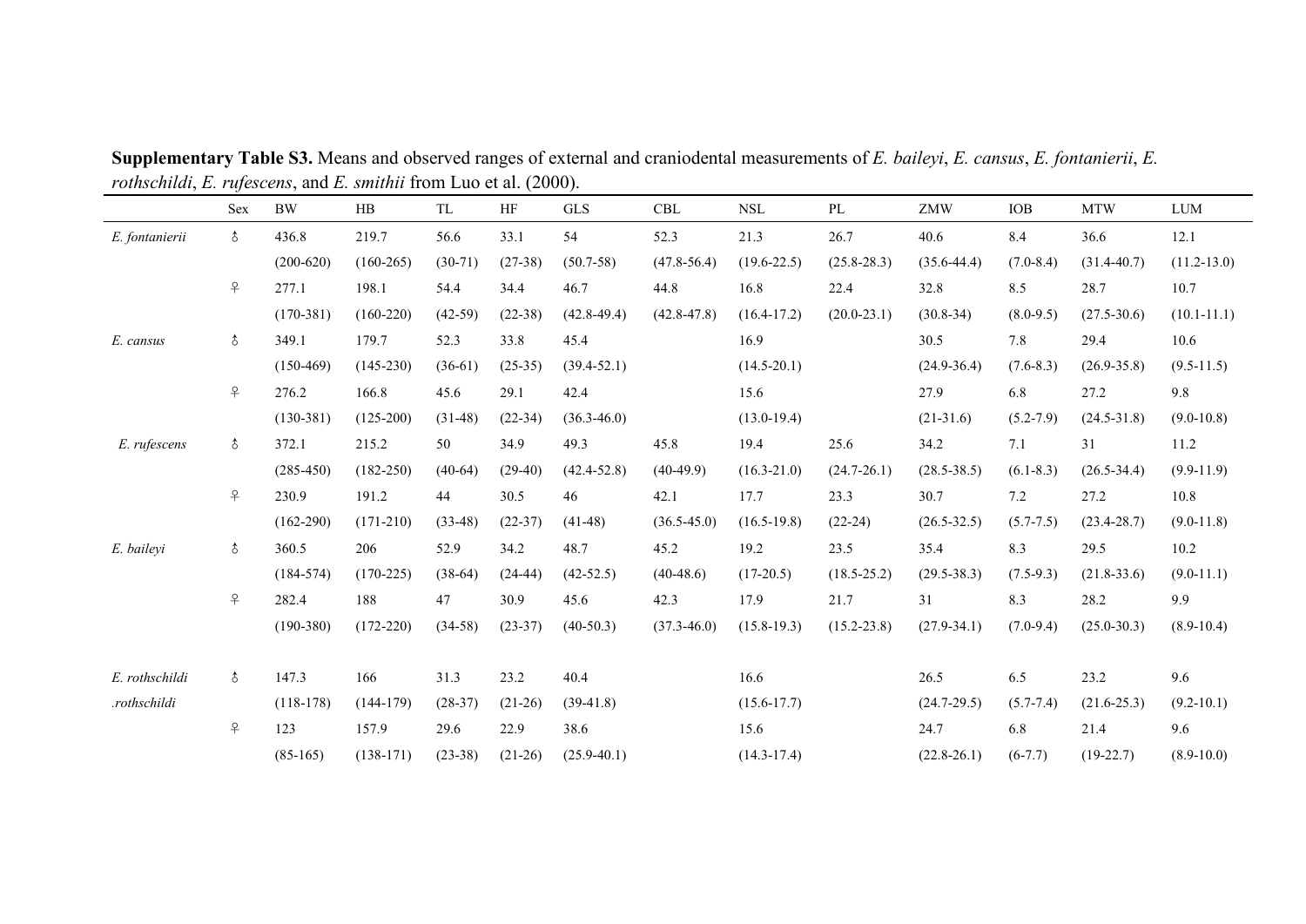**Supplementary Table S3.** Means and observed ranges of external and craniodental measurements of *E. baileyi*, *E. cansus*, *E. fontanierii*, *E. rothschildi*, *E. rufescens*, and *E. smithii* from Luo et al. (2000).

| | Sex | BW | HB | TL | HF | GLS | CBL | NSL | PL | ZMW | IOB | MTW | LUM |
|---|---|---|---|---|---|---|---|---|---|---|---|---|---|
| *E. fontanierii* | ♂ | 436.8 | 219.7 | 56.6 | 33.1 | 54 | 52.3 | 21.3 | 26.7 | 40.6 | 8.4 | 36.6 | 12.1 |
| | | (200-620) | (160-265) | (30-71) | (27-38) | (50.7-58) | (47.8-56.4) | (19.6-22.5) | (25.8-28.3) | (35.6-44.4) | (7.0-8.4) | (31.4-40.7) | (11.2-13.0) |
| | ♀ | 277.1 | 198.1 | 54.4 | 34.4 | 46.7 | 44.8 | 16.8 | 22.4 | 32.8 | 8.5 | 28.7 | 10.7 |
| | | (170-381) | (160-220) | (42-59) | (22-38) | (42.8-49.4) | (42.8-47.8) | (16.4-17.2) | (20.0-23.1) | (30.8-34) | (8.0-9.5) | (27.5-30.6) | (10.1-11.1) |
| *E. cansus* | ♂ | 349.1 | 179.7 | 52.3 | 33.8 | 45.4 | | 16.9 | | 30.5 | 7.8 | 29.4 | 10.6 |
| | | (150-469) | (145-230) | (36-61) | (25-35) | (39.4-52.1) | | (14.5-20.1) | | (24.9-36.4) | (7.6-8.3) | (26.9-35.8) | (9.5-11.5) |
| | ♀ | 276.2 | 166.8 | 45.6 | 29.1 | 42.4 | | 15.6 | | 27.9 | 6.8 | 27.2 | 9.8 |
| | | (130-381) | (125-200) | (31-48) | (22-34) | (36.3-46.0) | | (13.0-19.4) | | (21-31.6) | (5.2-7.9) | (24.5-31.8) | (9.0-10.8) |
| *E. rufescens* | ♂ | 372.1 | 215.2 | 50 | 34.9 | 49.3 | 45.8 | 19.4 | 25.6 | 34.2 | 7.1 | 31 | 11.2 |
| | | (285-450) | (182-250) | (40-64) | (29-40) | (42.4-52.8) | (40-49.9) | (16.3-21.0) | (24.7-26.1) | (28.5-38.5) | (6.1-8.3) | (26.5-34.4) | (9.9-11.9) |
| | ♀ | 230.9 | 191.2 | 44 | 30.5 | 46 | 42.1 | 17.7 | 23.3 | 30.7 | 7.2 | 27.2 | 10.8 |
| | | (162-290) | (171-210) | (33-48) | (22-37) | (41-48) | (36.5-45.0) | (16.5-19.8) | (22-24) | (26.5-32.5) | (5.7-7.5) | (23.4-28.7) | (9.0-11.8) |
| *E. baileyi* | ♂ | 360.5 | 206 | 52.9 | 34.2 | 48.7 | 45.2 | 19.2 | 23.5 | 35.4 | 8.3 | 29.5 | 10.2 |
| | | (184-574) | (170-225) | (38-64) | (24-44) | (42-52.5) | (40-48.6) | (17-20.5) | (18.5-25.2) | (29.5-38.3) | (7.5-9.3) | (21.8-33.6) | (9.0-11.1) |
| | ♀ | 282.4 | 188 | 47 | 30.9 | 45.6 | 42.3 | 17.9 | 21.7 | 31 | 8.3 | 28.2 | 9.9 |
| | | (190-380) | (172-220) | (34-58) | (23-37) | (40-50.3) | (37.3-46.0) | (15.8-19.3) | (15.2-23.8) | (27.9-34.1) | (7.0-9.4) | (25.0-30.3) | (8.9-10.4) |
| *E. rothschildi .rothschildi* | ♂ | 147.3 | 166 | 31.3 | 23.2 | 40.4 | | 16.6 | | 26.5 | 6.5 | 23.2 | 9.6 |
| | | (118-178) | (144-179) | (28-37) | (21-26) | (39-41.8) | | (15.6-17.7) | | (24.7-29.5) | (5.7-7.4) | (21.6-25.3) | (9.2-10.1) |
| | ♀ | 123 | 157.9 | 29.6 | 22.9 | 38.6 | | 15.6 | | 24.7 | 6.8 | 21.4 | 9.6 |
| | | (85-165) | (138-171) | (23-38) | (21-26) | (25.9-40.1) | | (14.3-17.4) | | (22.8-26.1) | (6-7.7) | (19-22.7) | (8.9-10.0) |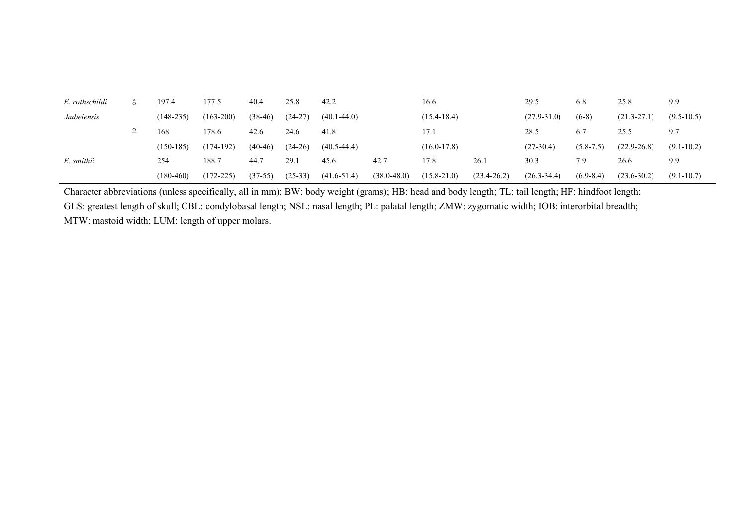| | | | | | | | | | | | | | |
|---|---|---|---|---|---|---|---|---|---|---|---|---|---|
| *E. rothschildi* | ♂ | 197.4 | 177.5 | 40.4 | 25.8 | 42.2 | | 16.6 | | 29.5 | 6.8 | 25.8 | 9.9 |
| *.hubeiensis* | | (148-235) | (163-200) | (38-46) | (24-27) | (40.1-44.0) | | (15.4-18.4) | | (27.9-31.0) | (6-8) | (21.3-27.1) | (9.5-10.5) |
| | ♀ | 168 | 178.6 | 42.6 | 24.6 | 41.8 | | 17.1 | | 28.5 | 6.7 | 25.5 | 9.7 |
| | | (150-185) | (174-192) | (40-46) | (24-26) | (40.5-44.4) | | (16.0-17.8) | | (27-30.4) | (5.8-7.5) | (22.9-26.8) | (9.1-10.2) |
| *E. smithii* | | 254 | 188.7 | 44.7 | 29.1 | 45.6 | 42.7 | 17.8 | 26.1 | 30.3 | 7.9 | 26.6 | 9.9 |
| | | (180-460) | (172-225) | (37-55) | (25-33) | (41.6-51.4) | (38.0-48.0) | (15.8-21.0) | (23.4-26.2) | (26.3-34.4) | (6.9-8.4) | (23.6-30.2) | (9.1-10.7) |

Character abbreviations (unless specifically, all in mm): BW: body weight (grams); HB: head and body length; TL: tail length; HF: hindfoot length; GLS: greatest length of skull; CBL: condylobasal length; NSL: nasal length; PL: palatal length; ZMW: zygomatic width; IOB: interorbital breadth; MTW: mastoid width; LUM: length of upper molars.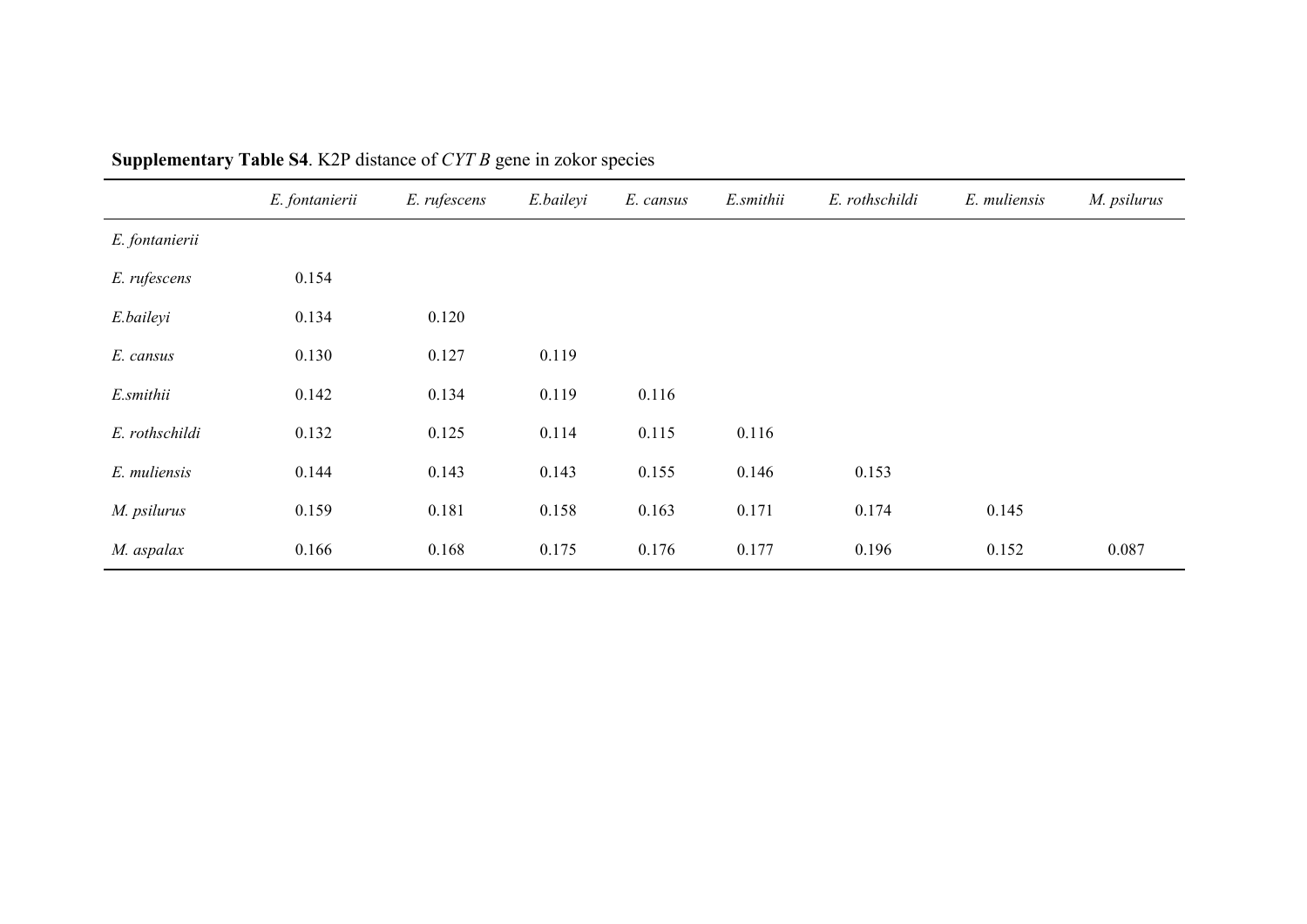**Supplementary Table S4**. K2P distance of *CYT B* gene in zokor species

| | *E. fontanierii* | *E. rufescens* | *E.baileyi* | *E. cansus* | *E.smithii* | *E. rothschildi* | *E. muliensis* | *M. psilurus* |
|---|---|---|---|---|---|---|---|---|
| *E. fontanierii* | | | | | | | | |
| *E. rufescens* | 0.154 | | | | | | | |
| *E.baileyi* | 0.134 | 0.120 | | | | | | |
| *E. cansus* | 0.130 | 0.127 | 0.119 | | | | | |
| *E.smithii* | 0.142 | 0.134 | 0.119 | 0.116 | | | | |
| *E. rothschildi* | 0.132 | 0.125 | 0.114 | 0.115 | 0.116 | | | |
| *E. muliensis* | 0.144 | 0.143 | 0.143 | 0.155 | 0.146 | 0.153 | | |
| *M. psilurus* | 0.159 | 0.181 | 0.158 | 0.163 | 0.171 | 0.174 | 0.145 | |
| *M. aspalax* | 0.166 | 0.168 | 0.175 | 0.176 | 0.177 | 0.196 | 0.152 | 0.087 |